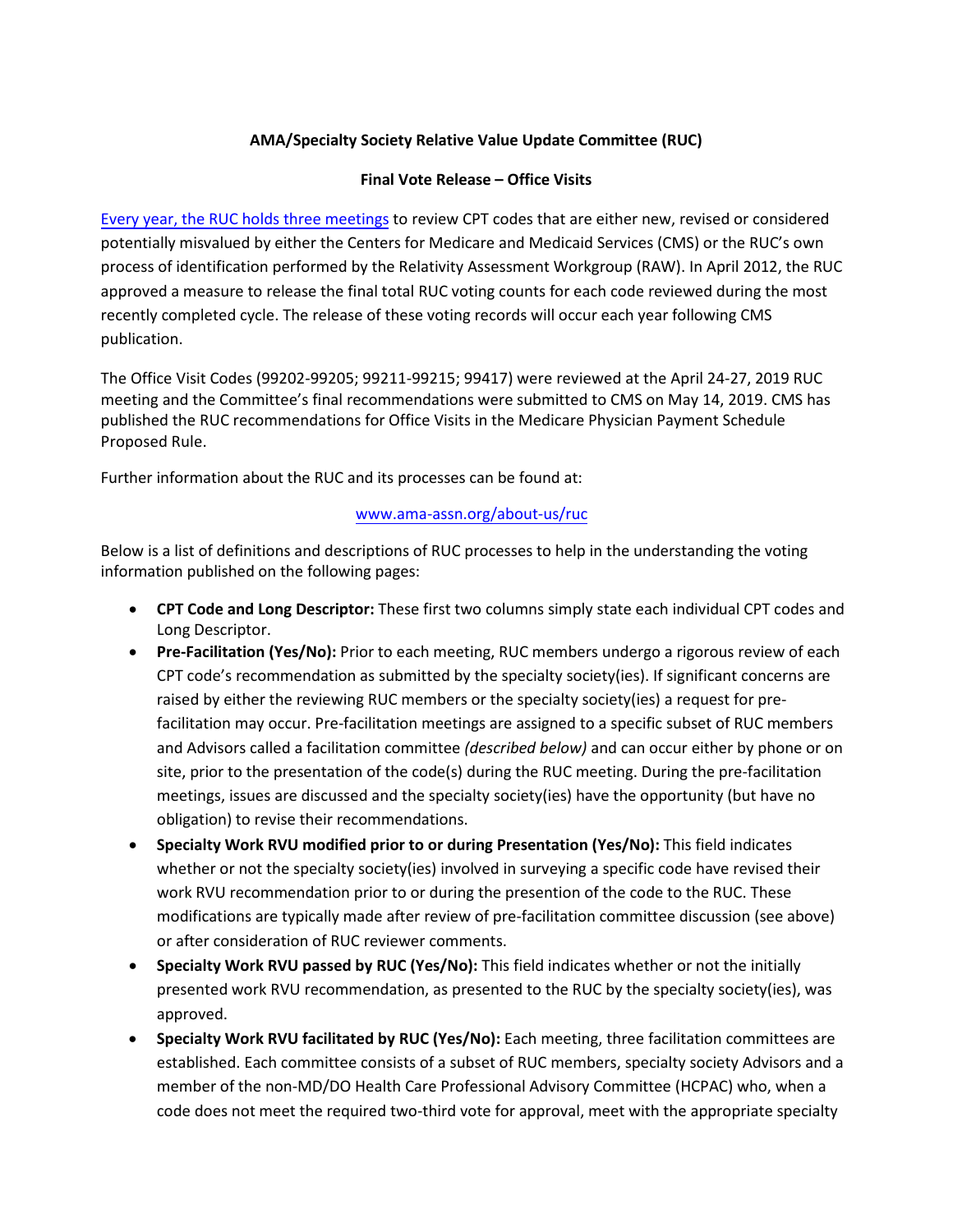**AMA/Specialty Society Relative Value Update Committee (RUC)**

**Final Vote Release – Office Visits**

[Every year, the RUC holds three meetings] to review CPT codes that are either new, revised or considered potentially misvalued by either the Centers for Medicare and Medicaid Services (CMS) or the RUC's own process of identification performed by the Relativity Assessment Workgroup (RAW). In April 2012, the RUC approved a measure to release the final total RUC voting counts for each code reviewed during the most recently completed cycle. The release of these voting records will occur each year following CMS publication.

The Office Visit Codes (99202-99205; 99211-99215; 99417) were reviewed at the April 24-27, 2019 RUC meeting and the Committee's final recommendations were submitted to CMS on May 14, 2019. CMS has published the RUC recommendations for Office Visits in the Medicare Physician Payment Schedule Proposed Rule.

Further information about the RUC and its processes can be found at:

www.ama-assn.org/about-us/ruc

Below is a list of definitions and descriptions of RUC processes to help in the understanding the voting information published on the following pages:

- **CPT Code and Long Descriptor:** These first two columns simply state each individual CPT codes and Long Descriptor.
- **Pre-Facilitation (Yes/No):** Prior to each meeting, RUC members undergo a rigorous review of each CPT code's recommendation as submitted by the specialty society(ies). If significant concerns are raised by either the reviewing RUC members or the specialty society(ies) a request for pre-facilitation may occur. Pre-facilitation meetings are assigned to a specific subset of RUC members and Advisors called a facilitation committee *(described below)* and can occur either by phone or on site, prior to the presentation of the code(s) during the RUC meeting. During the pre-facilitation meetings, issues are discussed and the specialty society(ies) have the opportunity (but have no obligation) to revise their recommendations.
- **Specialty Work RVU modified prior to or during Presentation (Yes/No):** This field indicates whether or not the specialty society(ies) involved in surveying a specific code have revised their work RVU recommendation prior to or during the presention of the code to the RUC. These modifications are typically made after review of pre-facilitation committee discussion (see above) or after consideration of RUC reviewer comments.
- **Specialty Work RVU passed by RUC (Yes/No):** This field indicates whether or not the initially presented work RVU recommendation, as presented to the RUC by the specialty society(ies), was approved.
- **Specialty Work RVU facilitated by RUC (Yes/No):** Each meeting, three facilitation committees are established. Each committee consists of a subset of RUC members, specialty society Advisors and a member of the non-MD/DO Health Care Professional Advisory Committee (HCPAC) who, when a code does not meet the required two-third vote for approval, meet with the appropriate specialty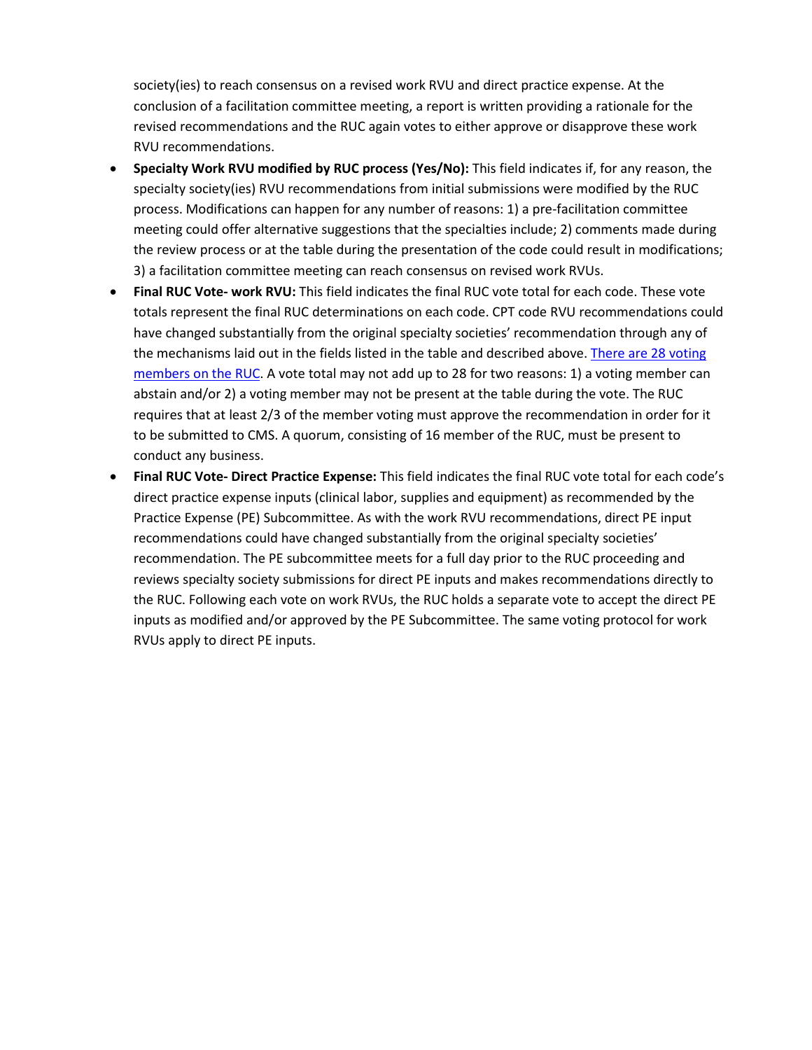society(ies) to reach consensus on a revised work RVU and direct practice expense. At the conclusion of a facilitation committee meeting, a report is written providing a rationale for the revised recommendations and the RUC again votes to either approve or disapprove these work RVU recommendations.

- **Specialty Work RVU modified by RUC process (Yes/No):** This field indicates if, for any reason, the specialty society(ies) RVU recommendations from initial submissions were modified by the RUC process. Modifications can happen for any number of reasons: 1) a pre-facilitation committee meeting could offer alternative suggestions that the specialties include; 2) comments made during the review process or at the table during the presentation of the code could result in modifications; 3) a facilitation committee meeting can reach consensus on revised work RVUs.
- **Final RUC Vote- work RVU:** This field indicates the final RUC vote total for each code. These vote totals represent the final RUC determinations on each code. CPT code RVU recommendations could have changed substantially from the original specialty societies' recommendation through any of the mechanisms laid out in the fields listed in the table and described above. There are 28 voting members on the RUC. A vote total may not add up to 28 for two reasons: 1) a voting member can abstain and/or 2) a voting member may not be present at the table during the vote. The RUC requires that at least 2/3 of the member voting must approve the recommendation in order for it to be submitted to CMS. A quorum, consisting of 16 member of the RUC, must be present to conduct any business.
- **Final RUC Vote- Direct Practice Expense:** This field indicates the final RUC vote total for each code's direct practice expense inputs (clinical labor, supplies and equipment) as recommended by the Practice Expense (PE) Subcommittee. As with the work RVU recommendations, direct PE input recommendations could have changed substantially from the original specialty societies' recommendation. The PE subcommittee meets for a full day prior to the RUC proceeding and reviews specialty society submissions for direct PE inputs and makes recommendations directly to the RUC. Following each vote on work RVUs, the RUC holds a separate vote to accept the direct PE inputs as modified and/or approved by the PE Subcommittee. The same voting protocol for work RVUs apply to direct PE inputs.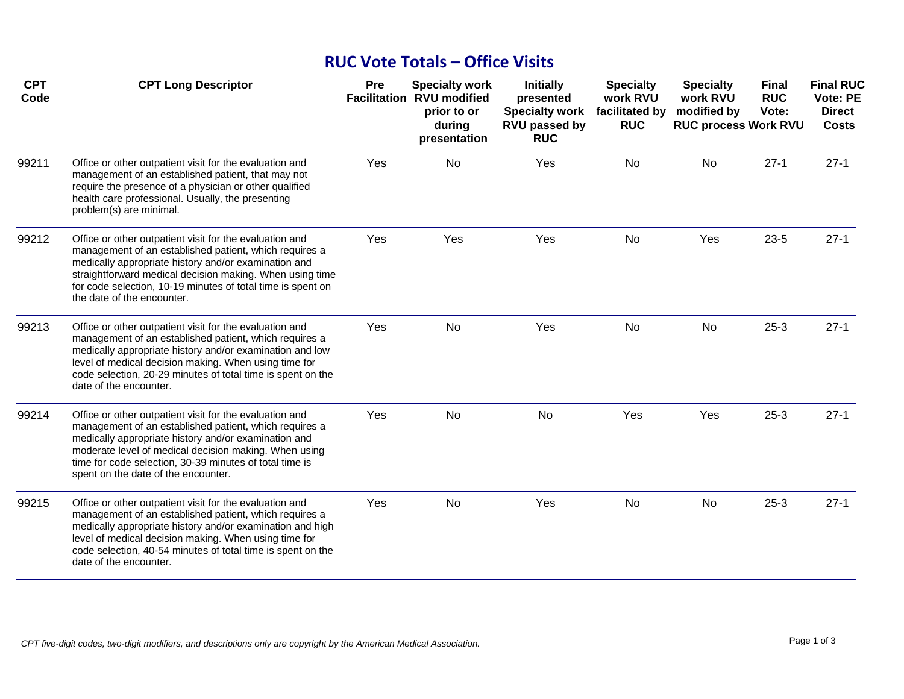# RUC Vote Totals – Office Visits

| CPT Code | CPT Long Descriptor | Pre Facilitation | Specialty work RVU modified prior to or during presentation | Initially presented Specialty work RVU passed by RUC | Specialty work RVU facilitated by RUC | Specialty work RVU modified by RUC process | Final RUC Vote: Work RVU | Final RUC Vote: PE Direct Costs |
|---|---|---|---|---|---|---|---|---|
| 99211 | Office or other outpatient visit for the evaluation and management of an established patient, that may not require the presence of a physician or other qualified health care professional. Usually, the presenting problem(s) are minimal. | Yes | No | Yes | No | No | 27-1 | 27-1 |
| 99212 | Office or other outpatient visit for the evaluation and management of an established patient, which requires a medically appropriate history and/or examination and straightforward medical decision making. When using time for code selection, 10-19 minutes of total time is spent on the date of the encounter. | Yes | Yes | Yes | No | Yes | 23-5 | 27-1 |
| 99213 | Office or other outpatient visit for the evaluation and management of an established patient, which requires a medically appropriate history and/or examination and low level of medical decision making. When using time for code selection, 20-29 minutes of total time is spent on the date of the encounter. | Yes | No | Yes | No | No | 25-3 | 27-1 |
| 99214 | Office or other outpatient visit for the evaluation and management of an established patient, which requires a medically appropriate history and/or examination and moderate level of medical decision making. When using time for code selection, 30-39 minutes of total time is spent on the date of the encounter. | Yes | No | No | Yes | Yes | 25-3 | 27-1 |
| 99215 | Office or other outpatient visit for the evaluation and management of an established patient, which requires a medically appropriate history and/or examination and high level of medical decision making. When using time for code selection, 40-54 minutes of total time is spent on the date of the encounter. | Yes | No | Yes | No | No | 25-3 | 27-1 |

*CPT five-digit codes, two-digit modifiers, and descriptions only are copyright by the American Medical Association.*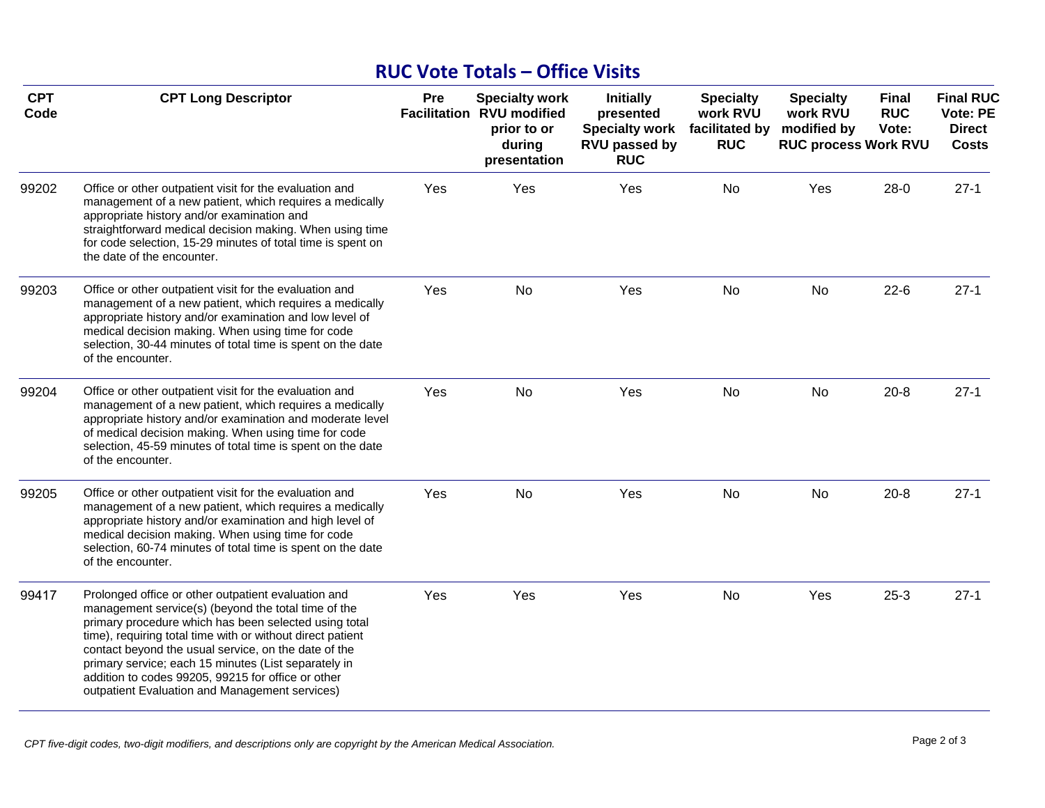## RUC Vote Totals – Office Visits

| CPT Code | CPT Long Descriptor | Pre Facilitation | Specialty work RVU modified prior to or during presentation | Initially presented Specialty work RVU passed by RUC | Specialty work RVU facilitated by RUC | Specialty work RVU modified by RUC process | Final RUC Vote: Work RVU | Final RUC Vote: PE Direct Costs |
|---|---|---|---|---|---|---|---|---|
| 99202 | Office or other outpatient visit for the evaluation and management of a new patient, which requires a medically appropriate history and/or examination and straightforward medical decision making. When using time for code selection, 15-29 minutes of total time is spent on the date of the encounter. | Yes | Yes | Yes | No | Yes | 28-0 | 27-1 |
| 99203 | Office or other outpatient visit for the evaluation and management of a new patient, which requires a medically appropriate history and/or examination and low level of medical decision making. When using time for code selection, 30-44 minutes of total time is spent on the date of the encounter. | Yes | No | Yes | No | No | 22-6 | 27-1 |
| 99204 | Office or other outpatient visit for the evaluation and management of a new patient, which requires a medically appropriate history and/or examination and moderate level of medical decision making. When using time for code selection, 45-59 minutes of total time is spent on the date of the encounter. | Yes | No | Yes | No | No | 20-8 | 27-1 |
| 99205 | Office or other outpatient visit for the evaluation and management of a new patient, which requires a medically appropriate history and/or examination and high level of medical decision making. When using time for code selection, 60-74 minutes of total time is spent on the date of the encounter. | Yes | No | Yes | No | No | 20-8 | 27-1 |
| 99417 | Prolonged office or other outpatient evaluation and management service(s) (beyond the total time of the primary procedure which has been selected using total time), requiring total time with or without direct patient contact beyond the usual service, on the date of the primary service; each 15 minutes (List separately in addition to codes 99205, 99215 for office or other outpatient Evaluation and Management services) | Yes | Yes | Yes | No | Yes | 25-3 | 27-1 |

*CPT five-digit codes, two-digit modifiers, and descriptions only are copyright by the American Medical Association.*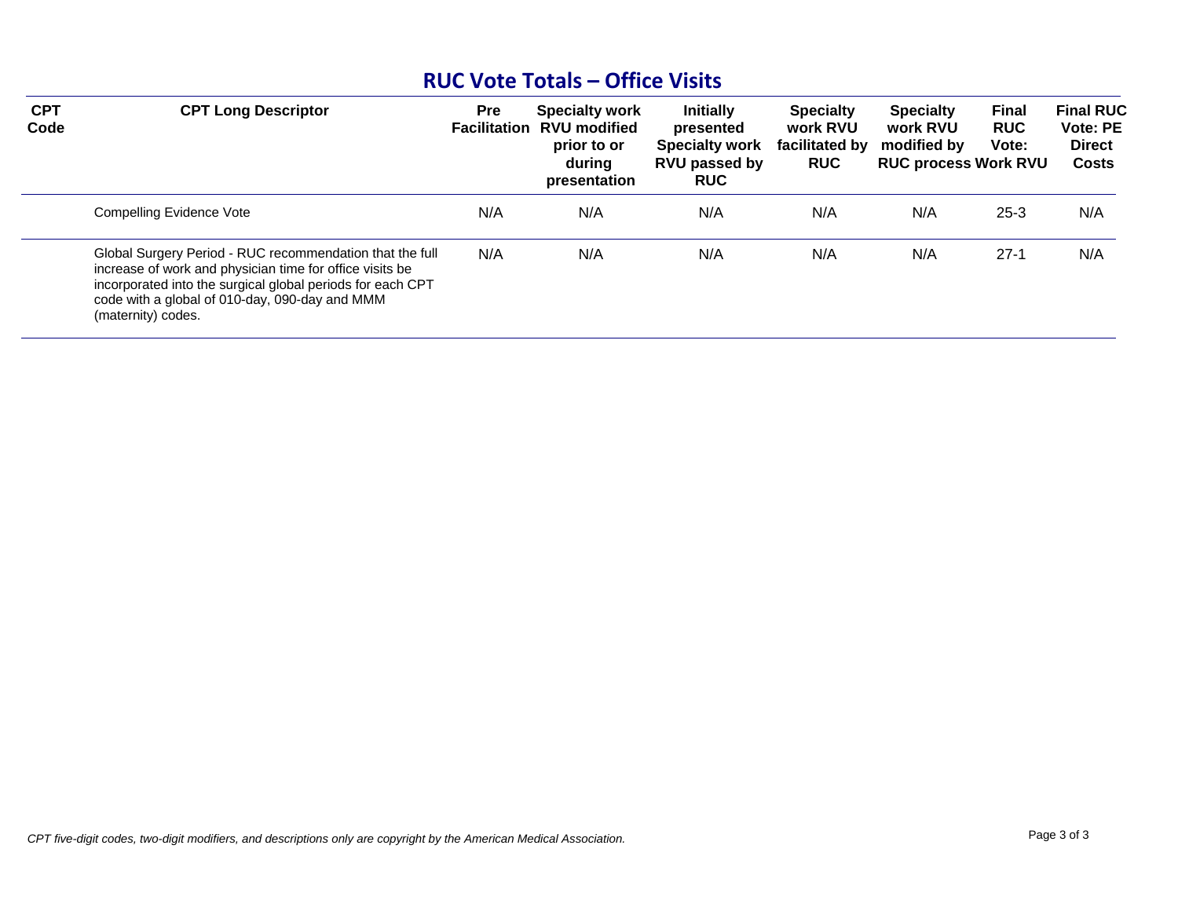## RUC Vote Totals – Office Visits

| CPT Code | CPT Long Descriptor | Pre Facilitation | Specialty work RVU modified prior to or during presentation | Initially presented Specialty work RVU passed by RUC | Specialty work RVU facilitated by RUC | Specialty work RVU modified by RUC process | Final RUC Vote: Work RVU | Final RUC Vote: PE Direct Costs |
|---|---|---|---|---|---|---|---|---|
| | Compelling Evidence Vote | N/A | N/A | N/A | N/A | N/A | 25-3 | N/A |
| | Global Surgery Period - RUC recommendation that the full increase of work and physician time for office visits be incorporated into the surgical global periods for each CPT code with a global of 010-day, 090-day and MMM (maternity) codes. | N/A | N/A | N/A | N/A | N/A | 27-1 | N/A |

*CPT five-digit codes, two-digit modifiers, and descriptions only are copyright by the American Medical Association.*